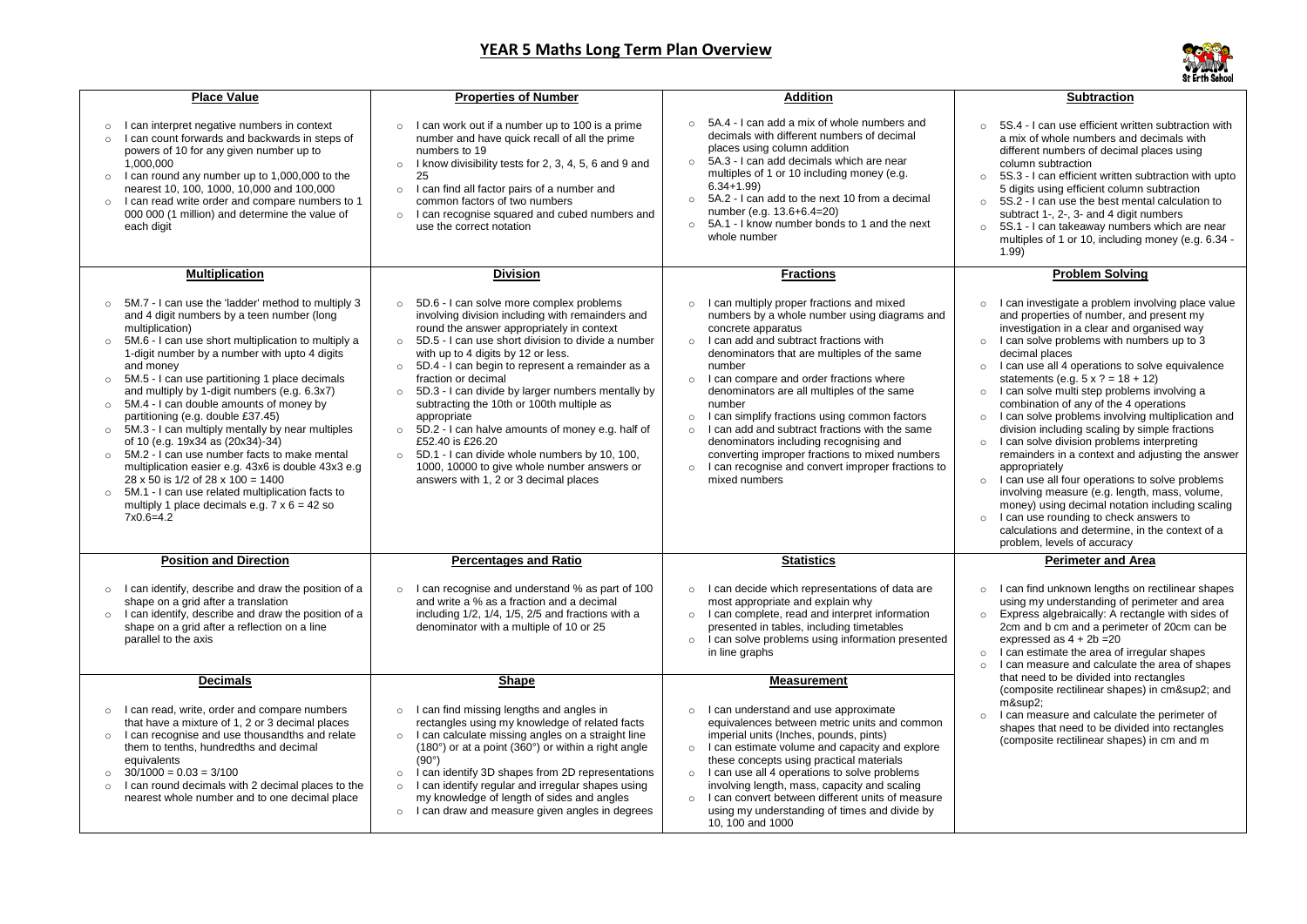# YEAR 5 Maths Long Term Plan Overview

### Place Value

- I can interpret negative numbers in context
- I can count forwards and backwards in steps of powers of 10 for any given number up to 1,000,000
- I can round any number up to 1,000,000 to the nearest 10, 100, 1000, 10,000 and 100,000
- I can read write order and compare numbers to 1 000 000 (1 million) and determine the value of each digit

### Properties of Number

- I can work out if a number up to 100 is a prime number and have quick recall of all the prime numbers to 19
- I know divisibility tests for 2, 3, 4, 5, 6 and 9 and 25
- I can find all factor pairs of a number and common factors of two numbers
- I can recognise squared and cubed numbers and use the correct notation

### Addition

- 5A.4 - I can add a mix of whole numbers and decimals with different numbers of decimal places using column addition
- 5A.3 - I can add decimals which are near multiples of 1 or 10 including money (e.g. 6.34+1.99)
- 5A.2 - I can add to the next 10 from a decimal number (e.g. 13.6+6.4=20)
- 5A.1 - I know number bonds to 1 and the next whole number

### Subtraction

- 5S.4 - I can use efficient written subtraction with a mix of whole numbers and decimals with different numbers of decimal places using column subtraction
- 5S.3 - I can efficient written subtraction with upto 5 digits using efficient column subtraction
- 5S.2 - I can use the best mental calculation to subtract 1-, 2-, 3- and 4 digit numbers
- 5S.1 - I can takeaway numbers which are near multiples of 1 or 10, including money (e.g. 6.34 - 1.99)

### Multiplication

- 5M.7 - I can use the 'ladder' method to multiply 3 and 4 digit numbers by a teen number (long multiplication)
- 5M.6 - I can use short multiplication to multiply a 1-digit number by a number with upto 4 digits and money
- 5M.5 - I can use partitioning 1 place decimals and multiply by 1-digit numbers (e.g. 6.3x7)
- 5M.4 - I can double amounts of money by partitioning (e.g. double £37.45)
- 5M.3 - I can multiply mentally by near multiples of 10 (e.g. 19x34 as (20x34)-34)
- 5M.2 - I can use number facts to make mental multiplication easier e.g. 43x6 is double 43x3 e.g 28 x 50 is 1/2 of 28 x 100 = 1400
- 5M.1 - I can use related multiplication facts to multiply 1 place decimals e.g. 7 x 6 = 42 so 7x0.6=4.2

### Division

- 5D.6 - I can solve more complex problems involving division including with remainders and round the answer appropriately in context
- 5D.5 - I can use short division to divide a number with up to 4 digits by 12 or less.
- 5D.4 - I can begin to represent a remainder as a fraction or decimal
- 5D.3 - I can divide by larger numbers mentally by subtracting the 10th or 100th multiple as appropriate
- 5D.2 - I can halve amounts of money e.g. half of £52.40 is £26.20
- 5D.1 - I can divide whole numbers by 10, 100, 1000, 10000 to give whole number answers or answers with 1, 2 or 3 decimal places

### Fractions

- I can multiply proper fractions and mixed numbers by a whole number using diagrams and concrete apparatus
- I can add and subtract fractions with denominators that are multiples of the same number
- I can compare and order fractions where denominators are all multiples of the same number
- I can simplify fractions using common factors
- I can add and subtract fractions with the same denominators including recognising and converting improper fractions to mixed numbers
- I can recognise and convert improper fractions to mixed numbers

### Problem Solving

- I can investigate a problem involving place value and properties of number, and present my investigation in a clear and organised way
- I can solve problems with numbers up to 3 decimal places
- I can use all 4 operations to solve equivalence statements (e.g. 5 x ? = 18 + 12)
- I can solve multi step problems involving a combination of any of the 4 operations
- I can solve problems involving multiplication and division including scaling by simple fractions
- I can solve division problems interpreting remainders in a context and adjusting the answer appropriately
- I can use all four operations to solve problems involving measure (e.g. length, mass, volume, money) using decimal notation including scaling
- I can use rounding to check answers to calculations and determine, in the context of a problem, levels of accuracy

### Position and Direction

- I can identify, describe and draw the position of a shape on a grid after a translation
- I can identify, describe and draw the position of a shape on a grid after a reflection on a line parallel to the axis

### Percentages and Ratio

- I can recognise and understand % as part of 100 and write a % as a fraction and a decimal including 1/2, 1/4, 1/5, 2/5 and fractions with a denominator with a multiple of 10 or 25

### Statistics

- I can decide which representations of data are most appropriate and explain why
- I can complete, read and interpret information presented in tables, including timetables
- I can solve problems using information presented in line graphs

### Perimeter and Area

- I can find unknown lengths on rectilinear shapes using my understanding of perimeter and area
- Express algebraically: A rectangle with sides of 2cm and b cm and a perimeter of 20cm can be expressed as 4 + 2b =20
- I can estimate the area of irregular shapes
- I can measure and calculate the area of shapes that need to be divided into rectangles (composite rectilinear shapes) in cm&sup2; and m&sup2;
- I can measure and calculate the perimeter of shapes that need to be divided into rectangles (composite rectilinear shapes) in cm and m

### Decimals

- I can read, write, order and compare numbers that have a mixture of 1, 2 or 3 decimal places
- I can recognise and use thousandths and relate them to tenths, hundredths and decimal equivalents
- 30/1000 = 0.03 = 3/100
- I can round decimals with 2 decimal places to the nearest whole number and to one decimal place

### Shape

- I can find missing lengths and angles in rectangles using my knowledge of related facts
- I can calculate missing angles on a straight line (180°) or at a point (360°) or within a right angle (90°)
- I can identify 3D shapes from 2D representations
- I can identify regular and irregular shapes using my knowledge of length of sides and angles
- I can draw and measure given angles in degrees

### Measurement

- I can understand and use approximate equivalences between metric units and common imperial units (Inches, pounds, pints)
- I can estimate volume and capacity and explore these concepts using practical materials
- I can use all 4 operations to solve problems involving length, mass, capacity and scaling
- I can convert between different units of measure using my understanding of times and divide by 10, 100 and 1000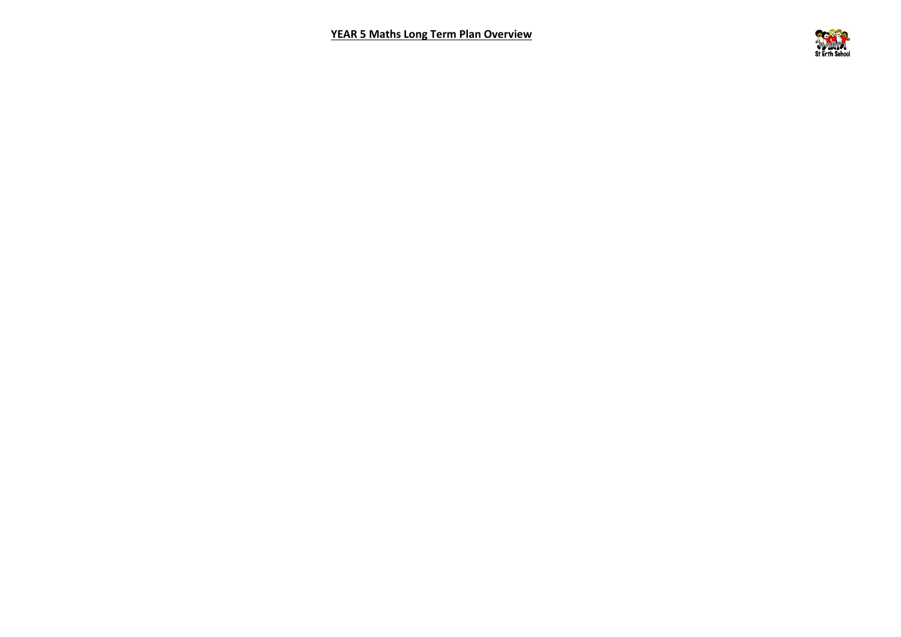**YEAR 5 Maths Long Term Plan Overview**